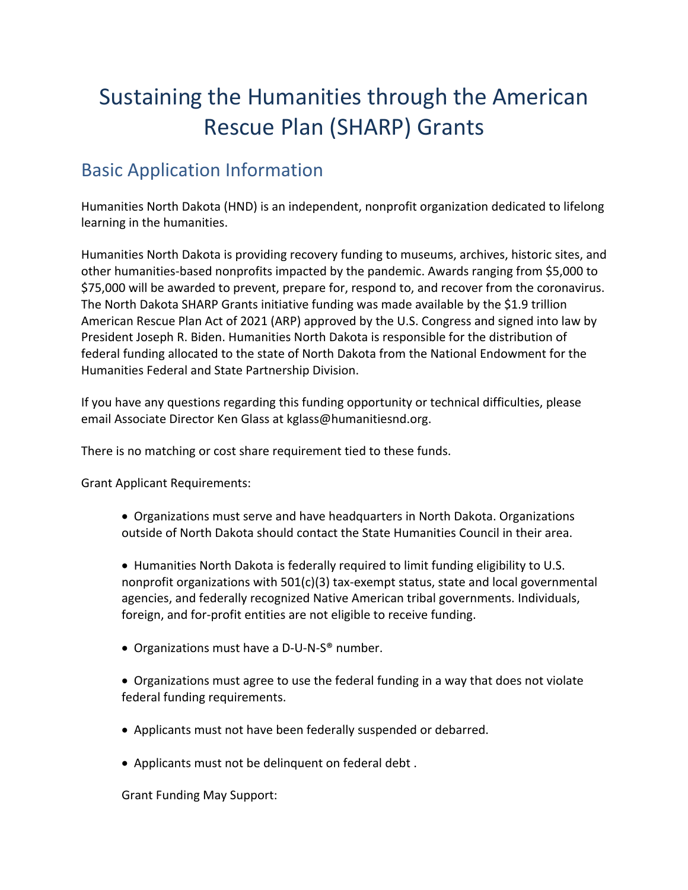# Sustaining the Humanities through the American Rescue Plan (SHARP) Grants

## Basic Application Information

Humanities North Dakota (HND) is an independent, nonprofit organization dedicated to lifelong learning in the humanities.

Humanities North Dakota is providing recovery funding to museums, archives, historic sites, and other humanities-based nonprofits impacted by the pandemic. Awards ranging from $5,000 to $75,000 will be awarded to prevent, prepare for, respond to, and recover from the coronavirus. The North Dakota SHARP Grants initiative funding was made available by the $1.9 trillion American Rescue Plan Act of 2021 (ARP) approved by the U.S. Congress and signed into law by President Joseph R. Biden. Humanities North Dakota is responsible for the distribution of federal funding allocated to the state of North Dakota from the National Endowment for the Humanities Federal and State Partnership Division.

If you have any questions regarding this funding opportunity or technical difficulties, please email Associate Director Ken Glass at kglass@humanitiesnd.org.

There is no matching or cost share requirement tied to these funds.

Grant Applicant Requirements:

- Organizations must serve and have headquarters in North Dakota. Organizations outside of North Dakota should contact the State Humanities Council in their area.
- Humanities North Dakota is federally required to limit funding eligibility to U.S. nonprofit organizations with 501(c)(3) tax-exempt status, state and local governmental agencies, and federally recognized Native American tribal governments. Individuals, foreign, and for-profit entities are not eligible to receive funding.
- Organizations must have a D-U-N-S® number.
- Organizations must agree to use the federal funding in a way that does not violate federal funding requirements.
- Applicants must not have been federally suspended or debarred.
- Applicants must not be delinquent on federal debt .

Grant Funding May Support: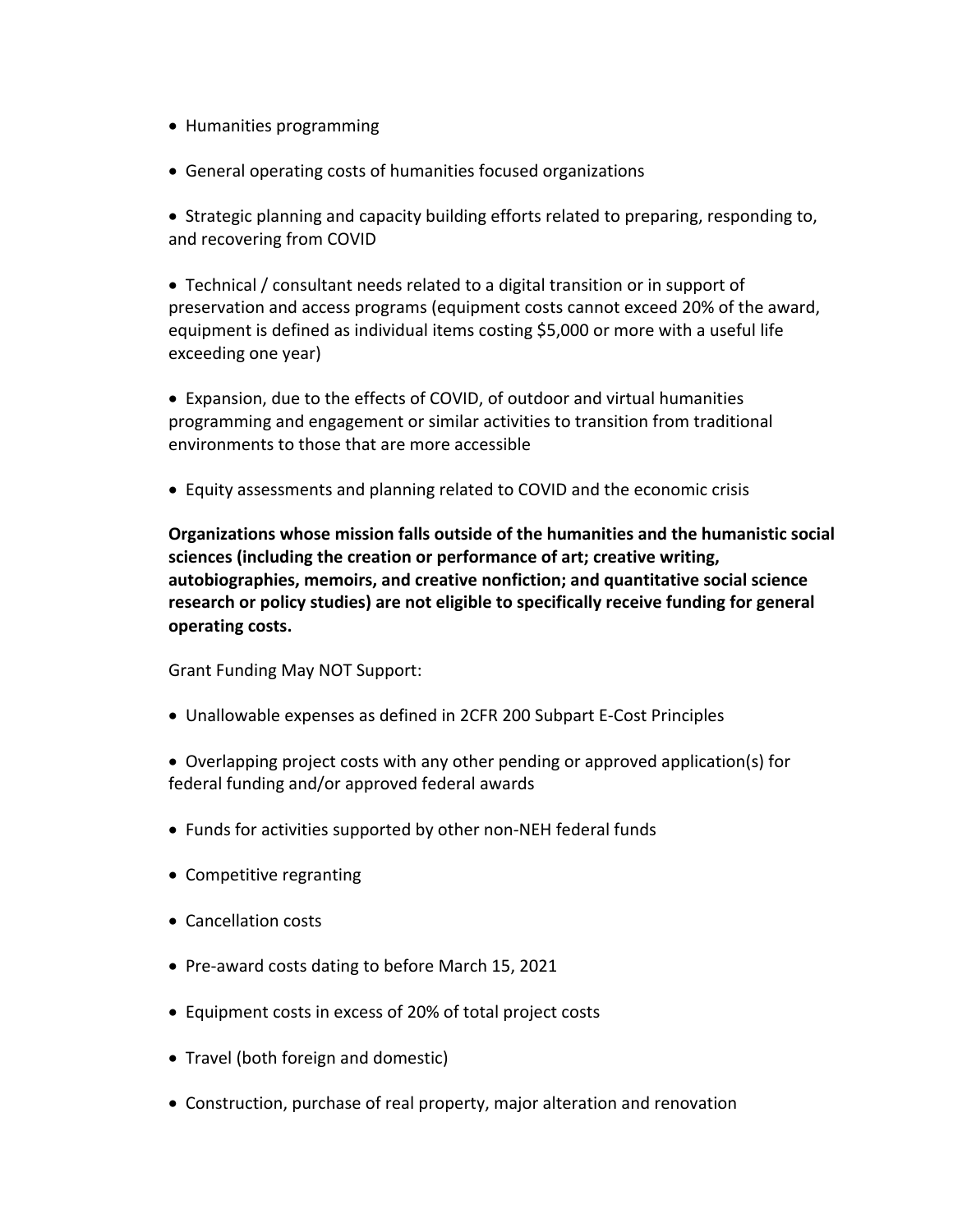- Humanities programming
- General operating costs of humanities focused organizations
- Strategic planning and capacity building efforts related to preparing, responding to, and recovering from COVID
- Technical / consultant needs related to a digital transition or in support of preservation and access programs (equipment costs cannot exceed 20% of the award, equipment is defined as individual items costing $5,000 or more with a useful life exceeding one year)
- Expansion, due to the effects of COVID, of outdoor and virtual humanities programming and engagement or similar activities to transition from traditional environments to those that are more accessible
- Equity assessments and planning related to COVID and the economic crisis

**Organizations whose mission falls outside of the humanities and the humanistic social sciences (including the creation or performance of art; creative writing, autobiographies, memoirs, and creative nonfiction; and quantitative social science research or policy studies) are not eligible to specifically receive funding for general operating costs.**

Grant Funding May NOT Support:

- Unallowable expenses as defined in 2CFR 200 Subpart E-Cost Principles
- Overlapping project costs with any other pending or approved application(s) for federal funding and/or approved federal awards
- Funds for activities supported by other non-NEH federal funds
- Competitive regranting
- Cancellation costs
- Pre-award costs dating to before March 15, 2021
- Equipment costs in excess of 20% of total project costs
- Travel (both foreign and domestic)
- Construction, purchase of real property, major alteration and renovation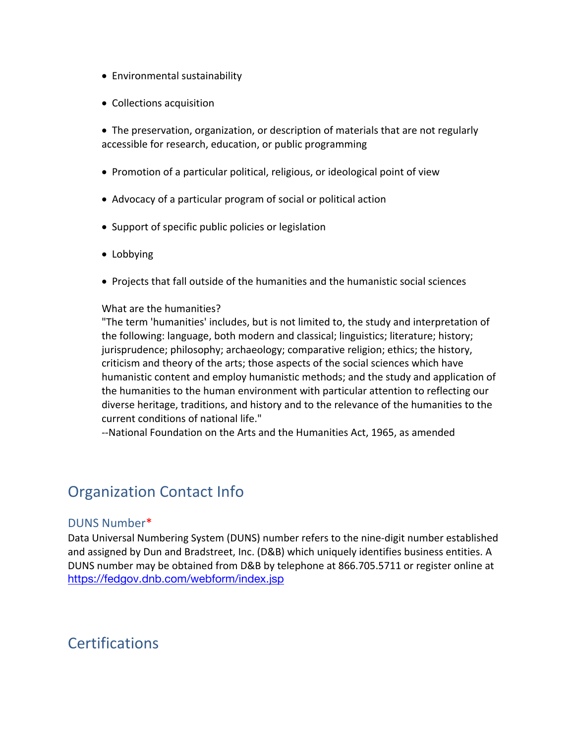- Environmental sustainability
- Collections acquisition
- The preservation, organization, or description of materials that are not regularly accessible for research, education, or public programming
- Promotion of a particular political, religious, or ideological point of view
- Advocacy of a particular program of social or political action
- Support of specific public policies or legislation
- Lobbying
- Projects that fall outside of the humanities and the humanistic social sciences

What are the humanities?
"The term 'humanities' includes, but is not limited to, the study and interpretation of the following: language, both modern and classical; linguistics; literature; history; jurisprudence; philosophy; archaeology; comparative religion; ethics; the history, criticism and theory of the arts; those aspects of the social sciences which have humanistic content and employ humanistic methods; and the study and application of the humanities to the human environment with particular attention to reflecting our diverse heritage, traditions, and history and to the relevance of the humanities to the current conditions of national life."
--National Foundation on the Arts and the Humanities Act, 1965, as amended

## Organization Contact Info

### DUNS Number*

Data Universal Numbering System (DUNS) number refers to the nine-digit number established and assigned by Dun and Bradstreet, Inc. (D&B) which uniquely identifies business entities. A DUNS number may be obtained from D&B by telephone at 866.705.5711 or register online at https://fedgov.dnb.com/webform/index.jsp

## Certifications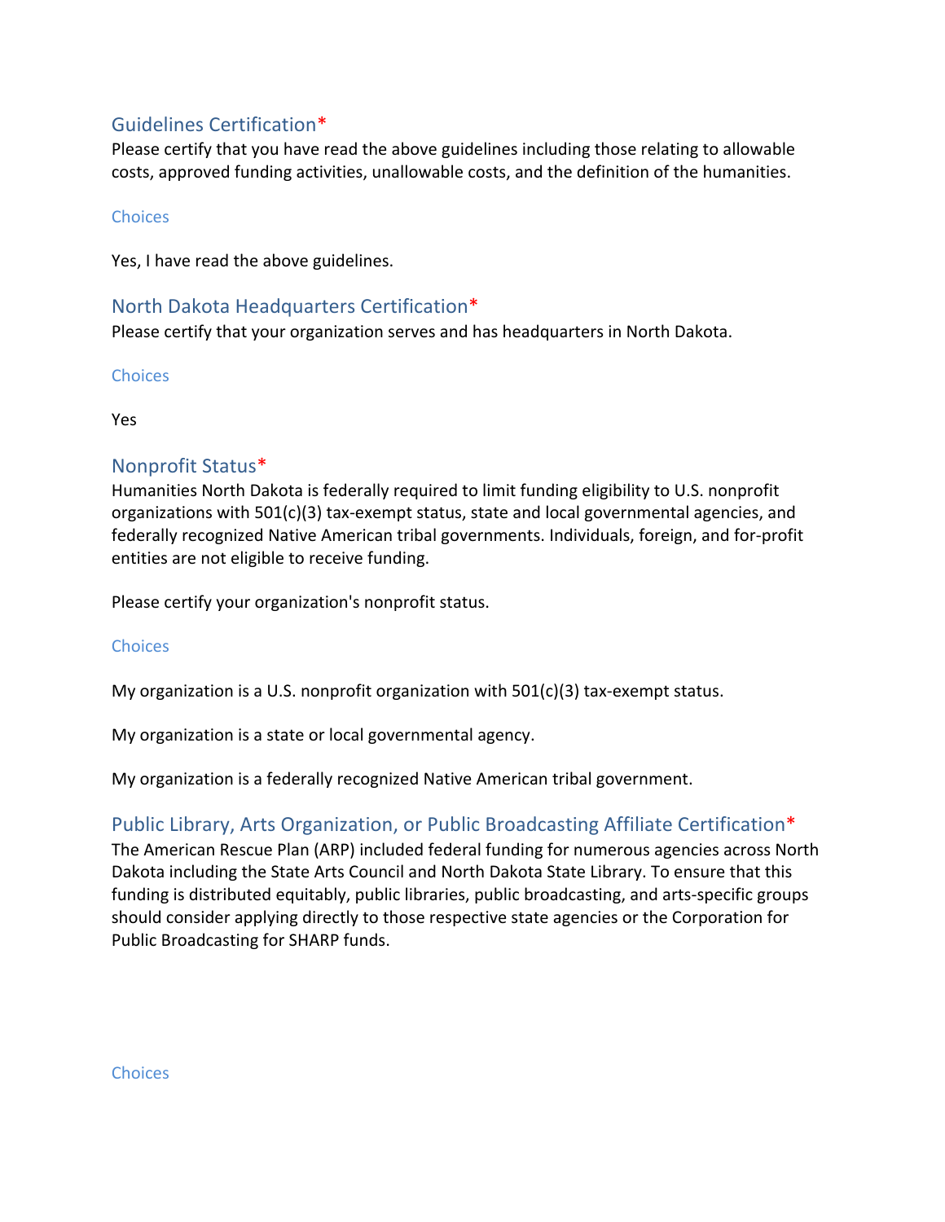## Guidelines Certification*

Please certify that you have read the above guidelines including those relating to allowable costs, approved funding activities, unallowable costs, and the definition of the humanities.

Choices

Yes, I have read the above guidelines.

## North Dakota Headquarters Certification*

Please certify that your organization serves and has headquarters in North Dakota.

Choices

Yes

## Nonprofit Status*

Humanities North Dakota is federally required to limit funding eligibility to U.S. nonprofit organizations with 501(c)(3) tax-exempt status, state and local governmental agencies, and federally recognized Native American tribal governments. Individuals, foreign, and for-profit entities are not eligible to receive funding.

Please certify your organization's nonprofit status.

Choices

My organization is a U.S. nonprofit organization with 501(c)(3) tax-exempt status.

My organization is a state or local governmental agency.

My organization is a federally recognized Native American tribal government.

## Public Library, Arts Organization, or Public Broadcasting Affiliate Certification*

The American Rescue Plan (ARP) included federal funding for numerous agencies across North Dakota including the State Arts Council and North Dakota State Library. To ensure that this funding is distributed equitably, public libraries, public broadcasting, and arts-specific groups should consider applying directly to those respective state agencies or the Corporation for Public Broadcasting for SHARP funds.

Choices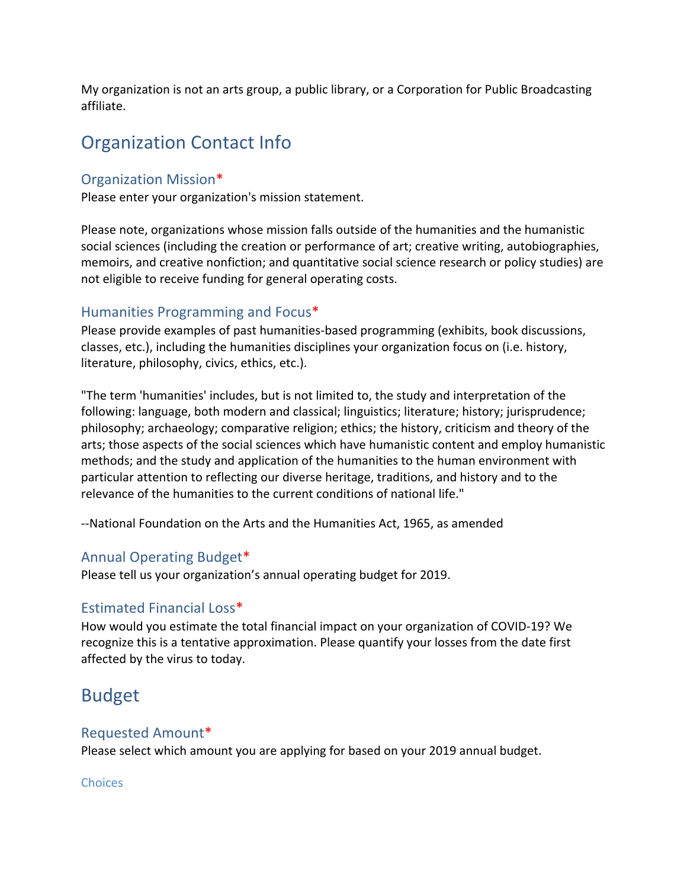My organization is not an arts group, a public library, or a Corporation for Public Broadcasting affiliate.

# Organization Contact Info

## Organization Mission*

Please enter your organization's mission statement.

Please note, organizations whose mission falls outside of the humanities and the humanistic social sciences (including the creation or performance of art; creative writing, autobiographies, memoirs, and creative nonfiction; and quantitative social science research or policy studies) are not eligible to receive funding for general operating costs.

## Humanities Programming and Focus*

Please provide examples of past humanities-based programming (exhibits, book discussions, classes, etc.), including the humanities disciplines your organization focus on (i.e. history, literature, philosophy, civics, ethics, etc.).

"The term 'humanities' includes, but is not limited to, the study and interpretation of the following: language, both modern and classical; linguistics; literature; history; jurisprudence; philosophy; archaeology; comparative religion; ethics; the history, criticism and theory of the arts; those aspects of the social sciences which have humanistic content and employ humanistic methods; and the study and application of the humanities to the human environment with particular attention to reflecting our diverse heritage, traditions, and history and to the relevance of the humanities to the current conditions of national life."

--National Foundation on the Arts and the Humanities Act, 1965, as amended

## Annual Operating Budget*

Please tell us your organization's annual operating budget for 2019.

## Estimated Financial Loss*

How would you estimate the total financial impact on your organization of COVID-19? We recognize this is a tentative approximation. Please quantify your losses from the date first affected by the virus to today.

# Budget

## Requested Amount*

Please select which amount you are applying for based on your 2019 annual budget.

### Choices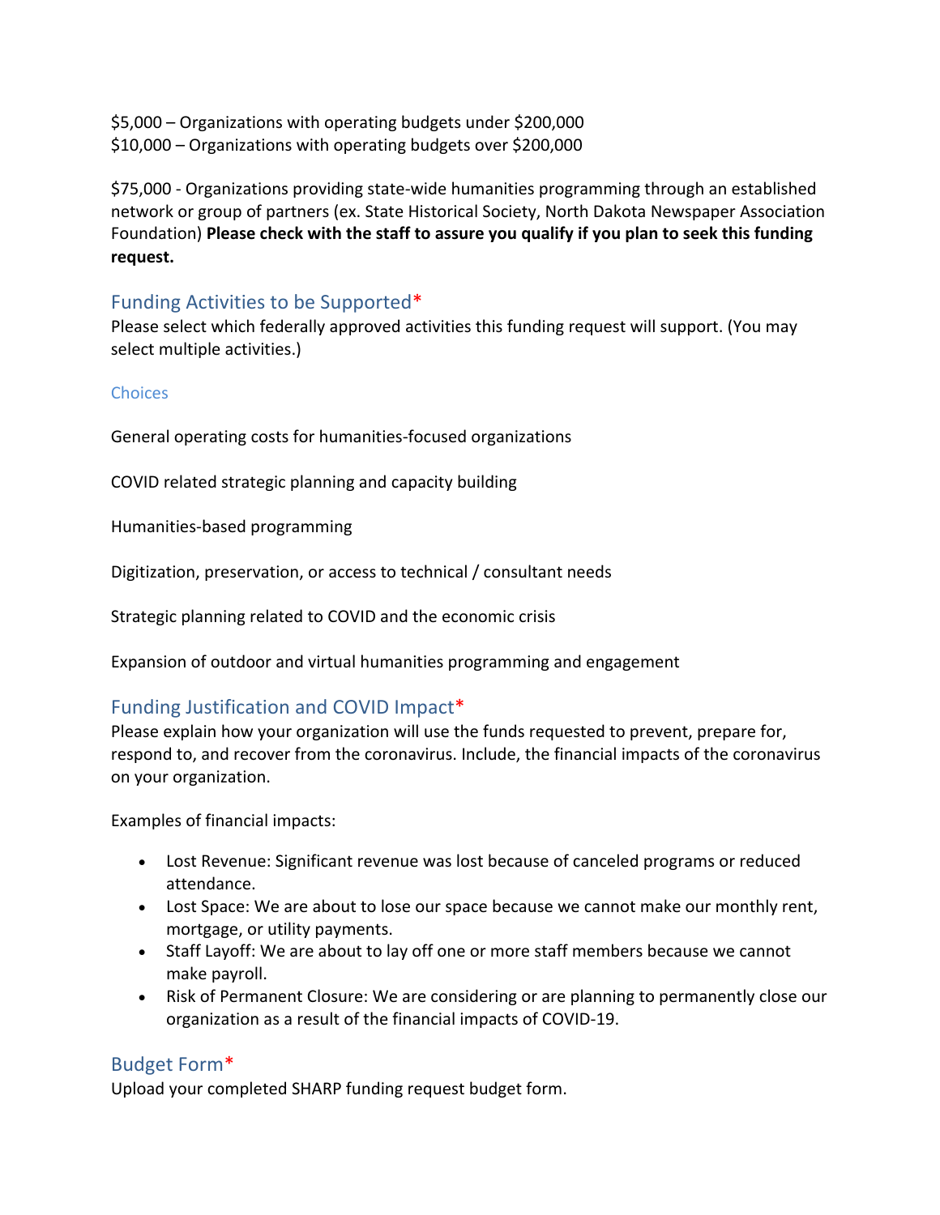$5,000 – Organizations with operating budgets under $200,000
$10,000 – Organizations with operating budgets over $200,000

$75,000 - Organizations providing state-wide humanities programming through an established network or group of partners (ex. State Historical Society, North Dakota Newspaper Association Foundation) **Please check with the staff to assure you qualify if you plan to seek this funding request.**

## Funding Activities to be Supported*

Please select which federally approved activities this funding request will support. (You may select multiple activities.)

### Choices

General operating costs for humanities-focused organizations

COVID related strategic planning and capacity building

Humanities-based programming

Digitization, preservation, or access to technical / consultant needs

Strategic planning related to COVID and the economic crisis

Expansion of outdoor and virtual humanities programming and engagement

## Funding Justification and COVID Impact*

Please explain how your organization will use the funds requested to prevent, prepare for, respond to, and recover from the coronavirus. Include, the financial impacts of the coronavirus on your organization.

Examples of financial impacts:

- Lost Revenue: Significant revenue was lost because of canceled programs or reduced attendance.
- Lost Space: We are about to lose our space because we cannot make our monthly rent, mortgage, or utility payments.
- Staff Layoff: We are about to lay off one or more staff members because we cannot make payroll.
- Risk of Permanent Closure: We are considering or are planning to permanently close our organization as a result of the financial impacts of COVID-19.

## Budget Form*

Upload your completed SHARP funding request budget form.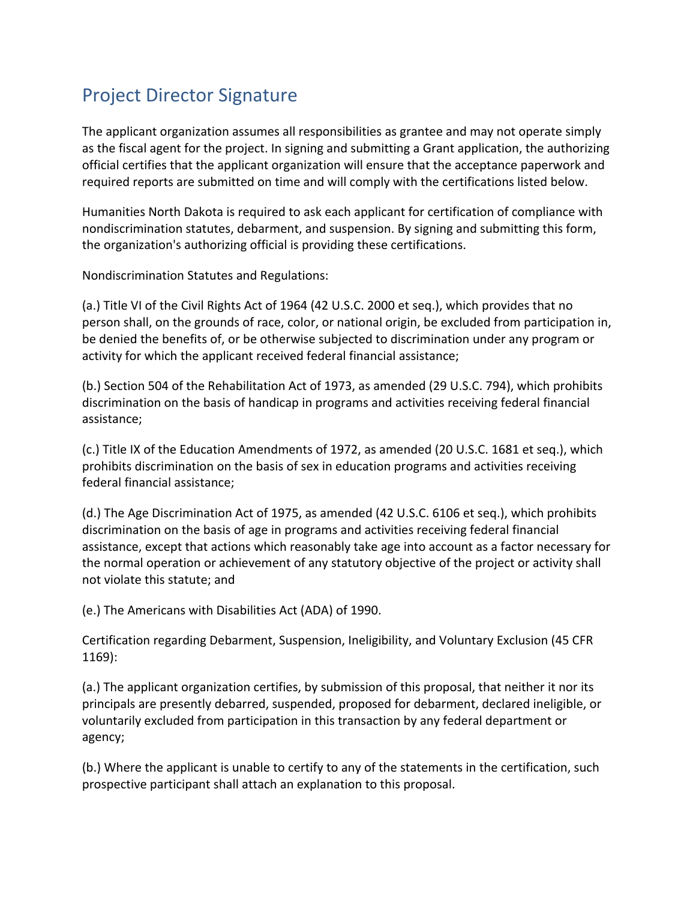# Project Director Signature

The applicant organization assumes all responsibilities as grantee and may not operate simply as the fiscal agent for the project. In signing and submitting a Grant application, the authorizing official certifies that the applicant organization will ensure that the acceptance paperwork and required reports are submitted on time and will comply with the certifications listed below.

Humanities North Dakota is required to ask each applicant for certification of compliance with nondiscrimination statutes, debarment, and suspension. By signing and submitting this form, the organization's authorizing official is providing these certifications.

Nondiscrimination Statutes and Regulations:

(a.) Title VI of the Civil Rights Act of 1964 (42 U.S.C. 2000 et seq.), which provides that no person shall, on the grounds of race, color, or national origin, be excluded from participation in, be denied the benefits of, or be otherwise subjected to discrimination under any program or activity for which the applicant received federal financial assistance;

(b.) Section 504 of the Rehabilitation Act of 1973, as amended (29 U.S.C. 794), which prohibits discrimination on the basis of handicap in programs and activities receiving federal financial assistance;

(c.) Title IX of the Education Amendments of 1972, as amended (20 U.S.C. 1681 et seq.), which prohibits discrimination on the basis of sex in education programs and activities receiving federal financial assistance;

(d.) The Age Discrimination Act of 1975, as amended (42 U.S.C. 6106 et seq.), which prohibits discrimination on the basis of age in programs and activities receiving federal financial assistance, except that actions which reasonably take age into account as a factor necessary for the normal operation or achievement of any statutory objective of the project or activity shall not violate this statute; and

(e.) The Americans with Disabilities Act (ADA) of 1990.

Certification regarding Debarment, Suspension, Ineligibility, and Voluntary Exclusion (45 CFR 1169):

(a.) The applicant organization certifies, by submission of this proposal, that neither it nor its principals are presently debarred, suspended, proposed for debarment, declared ineligible, or voluntarily excluded from participation in this transaction by any federal department or agency;

(b.) Where the applicant is unable to certify to any of the statements in the certification, such prospective participant shall attach an explanation to this proposal.